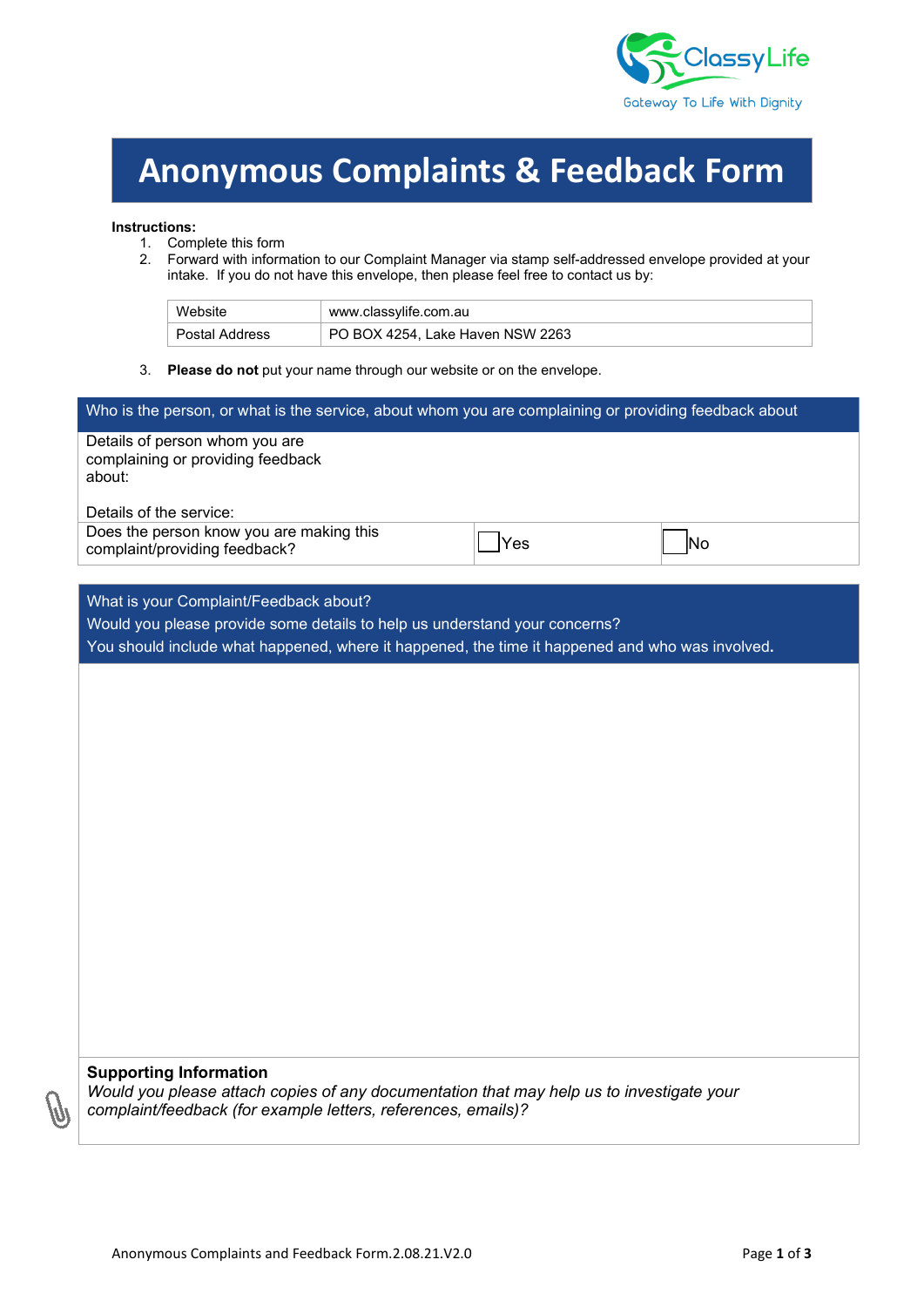ClassyLife

Gateway To Life With Dignity

# Anonymous Complaints & Feedback Form

**Instructions:**

1. Complete this form
2. Forward with information to our Complaint Manager via stamp self-addressed envelope provided at your intake. If you do not have this envelope, then please feel free to contact us by:

| Website | www.classylife.com.au |
|---|---|
| Postal Address | PO BOX 4254, Lake Haven NSW 2263 |

3. **Please do not** put your name through our website or on the envelope.

| Who is the person, or what is the service, about whom you are complaining or providing feedback about | | |
|---|---|---|
| Details of person whom you are complaining or providing feedback about:<br><br>Details of the service: | | |
| Does the person know you are making this complaint/providing feedback? | ☐ Yes | ☐ No |

| What is your Complaint/Feedback about?<br>Would you please provide some details to help us understand your concerns?<br>You should include what happened, where it happened, the time it happened and who was involved**.** |
|---|
| |
| **Supporting Information**<br>*Would you please attach copies of any documentation that may help us to investigate your complaint/feedback (for example letters, references, emails)?* |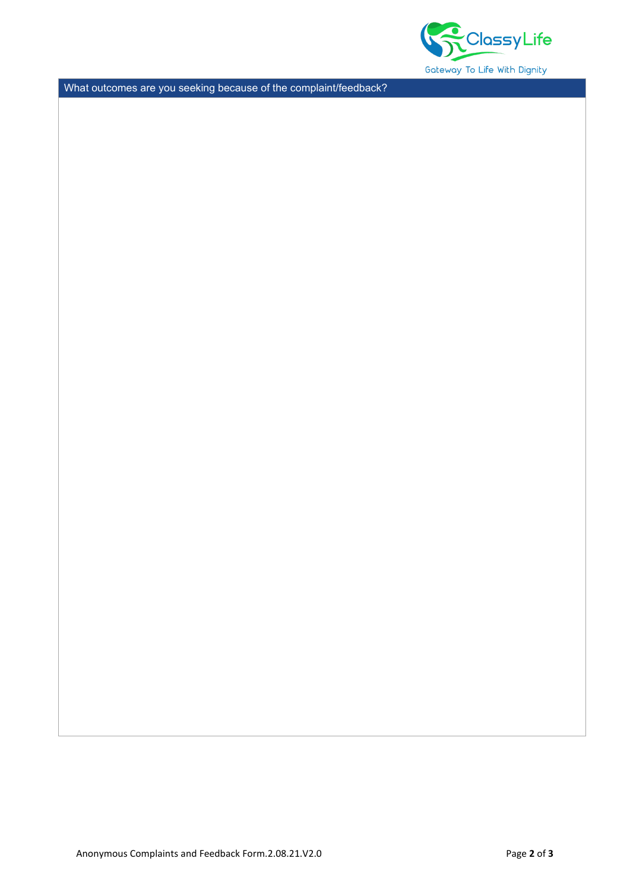| What outcomes are you seeking because of the complaint/feedback? |
| --- |
| |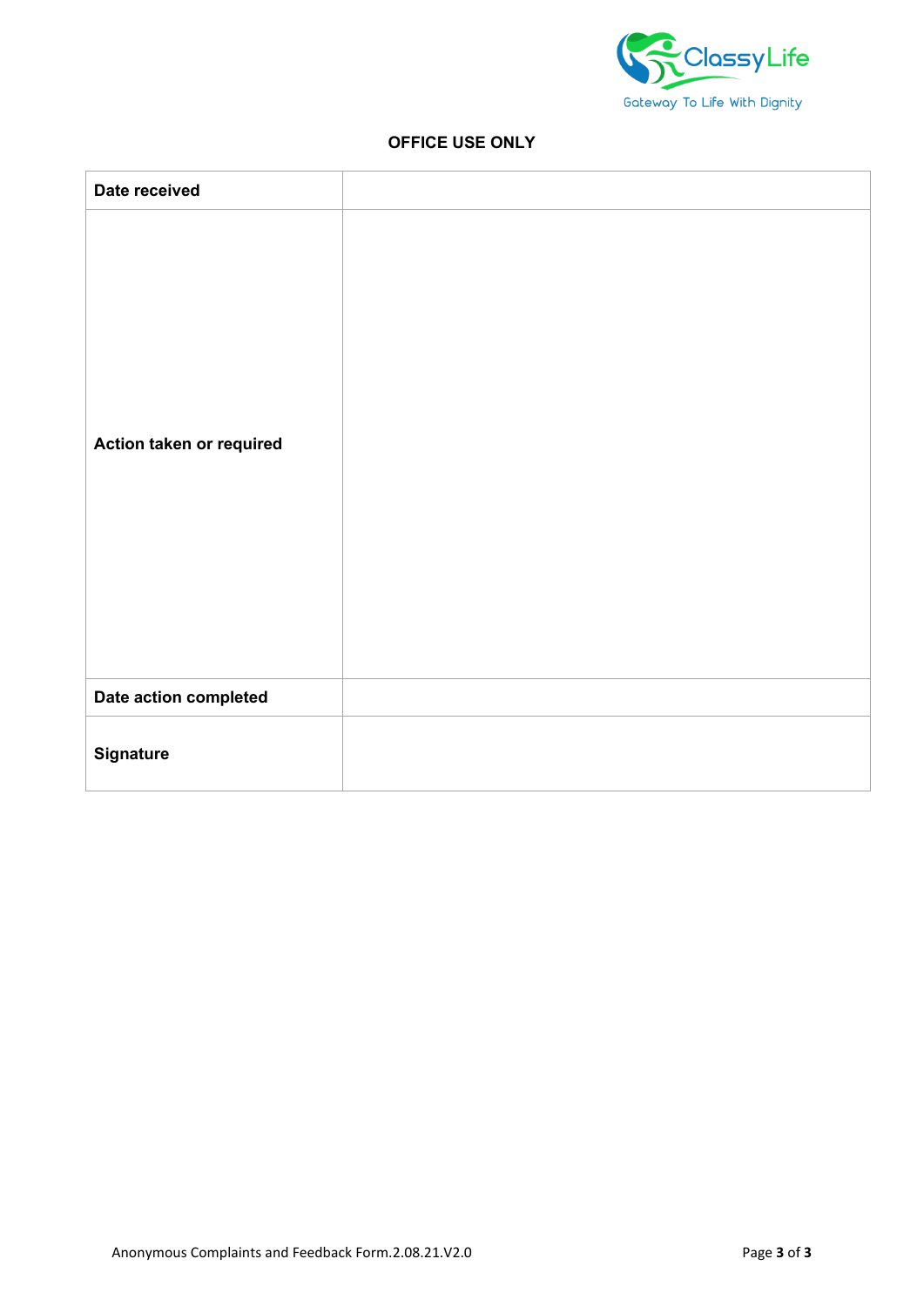**OFFICE USE ONLY**

| | |
|---|---|
| **Date received** | |
| **Action taken or required** | |
| **Date action completed** | |
| **Signature** | |